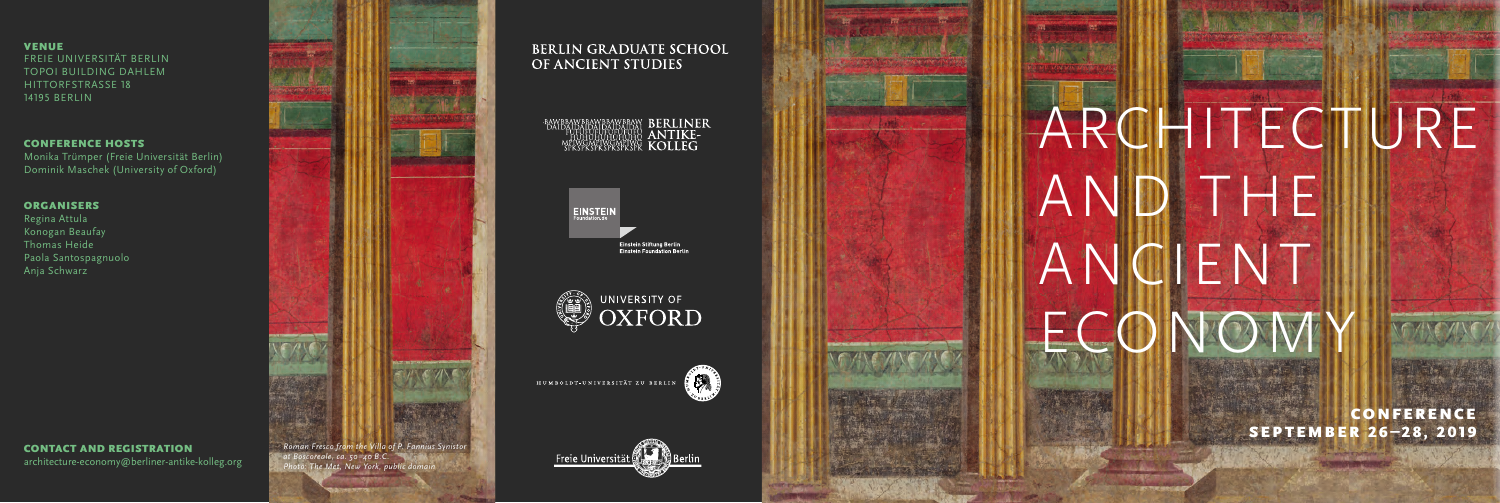**VENUE**
FREIE UNIVERSITÄT BERLIN
TOPOI BUILDING DAHLEM
HITTORFSTRASSE 18
14195 BERLIN

**CONFERENCE HOSTS**
Monika Trümper (Freie Universität Berlin)
Dominik Maschek (University of Oxford)

**ORGANISERS**
Regina Attula
Konogan Beaufay
Thomas Heide
Paola Santospagnuolo
Anja Schwarz

**CONTACT AND REGISTRATION**
architecture-economy@berliner-antike-kolleg.org

*Roman Fresco from the Villa of P. Fannius Synistor at Boscoreale, ca. 50–40 B.C.*
*Photo: The Met, New York, public domain*

**BERLIN GRADUATE SCHOOL OF ANCIENT STUDIES**

BERLINER ANTIKE-KOLLEG

EINSTEIN Foundation.de
Einstein Stiftung Berlin
Einstein Foundation Berlin

UNIVERSITY OF OXFORD

HUMBOLDT-UNIVERSITÄT ZU BERLIN

Freie Universität Berlin

# ARCHITECTURE AND THE ANCIENT ECONOMY

**CONFERENCE**
**SEPTEMBER 26–28, 2019**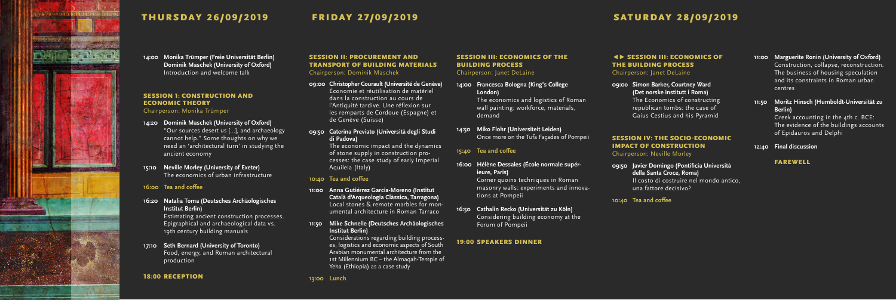## THURSDAY 26/09/2019

**14:00 Monika Trümper (Freie Universität Berlin) Dominik Maschek (University of Oxford)**
Introduction and welcome talk

### SESSION 1: CONSTRUCTION AND ECONOMIC THEORY

Chairperson: Monika Trümper

**14:20 Dominik Maschek (University of Oxford)**
"Our sources desert us [...], and archaeology cannot help." Some thoughts on why we need an 'architectural turn' in studying the ancient economy

**15:10 Neville Morley (University of Exeter)**
The economics of urban infrastructure

**16:00 Tea and coffee**

**16:20 Natalia Toma (Deutsches Archäologisches Institut Berlin)**
Estimating ancient construction processes. Epigraphical and archaeological data vs. 19th century building manuals

**17:10 Seth Bernard (University of Toronto)**
Food, energy, and Roman architectural production

**18:00 RECEPTION**

## FRIDAY 27/09/2019

### SESSION II: PROCUREMENT AND TRANSPORT OF BUILDING MATERIALS

Chairperson: Dominik Maschek

**09:00 Christopher Courault (Université de Genève)**
Économie et réutilisation de matériel dans la construction au cours de l'Antiquité tardive. Une réflexion sur les remparts de Cordoue (Espagne) et de Genève (Suisse)

**09:50 Caterina Previato (Università degli Studi di Padova)**
The economic impact and the dynamics of stone supply in construction processes: the case study of early Imperial Aquileia (Italy)

**10:40 Tea and coffee**

**11:00 Anna Gutiérrez Garcia-Moreno (Institut Català d'Arqueologia Clàssica, Tarragona)**
Local stones & remote marbles for monumental architecture in Roman Tarraco

**11:50 Mike Schnelle (Deutsches Archäologisches Institut Berlin)**
Considerations regarding building processes, logistics and economic aspects of South Arabian monumental architecture from the 1st Millennium BC – the Almaqah-Temple of Yeha (Ethiopia) as a case study

**13:00 Lunch**

### SESSION III: ECONOMICS OF THE BUILDING PROCESS

Chairperson: Janet DeLaine

**14:00 Francesca Bologna (King's College London)**
The economics and logistics of Roman wall painting: workforce, materials, demand

**14:50 Miko Flohr (Universiteit Leiden)**
Once more on the Tufa Façades of Pompeii

**15:40 Tea and coffee**

**16:00 Hélène Dessales (École normale supérieure, Paris)**
Corner quoins techniques in Roman masonry walls: experiments and innovations at Pompeii

**16:50 Cathalin Recko (Universität zu Köln)**
Considering building economy at the Forum of Pompeii

**19:00 SPEAKERS DINNER**

## SATURDAY 28/09/2019

### ◄► SESSION III: ECONOMICS OF THE BUILDING PROCESS

Chairperson: Janet DeLaine

**09:00 Simon Barker, Courtney Ward (Det norske institutt i Roma)**
The Economics of constructing republican tombs: the case of Gaius Cestius and his Pyramid

### SESSION IV: THE SOCIO-ECONOMIC IMPACT OF CONSTRUCTION

Chairperson: Neville Morley

**09:50 Javier Domingo (Pontificia Università della Santa Croce, Roma)**
Il costo di costruire nel mondo antico, una fattore decisivo?

**10:40 Tea and coffee**

**11:00 Marguerite Ronin (University of Oxford)**
Construction, collapse, reconstruction. The business of housing speculation and its constraints in Roman urban centres

**11:50 Moritz Hinsch (Humboldt-Universität zu Berlin)**
Greek accounting in the 4th c. BCE: The evidence of the buildings accounts of Epidauros and Delphi

**12:40 Final discussion**

**FAREWELL**